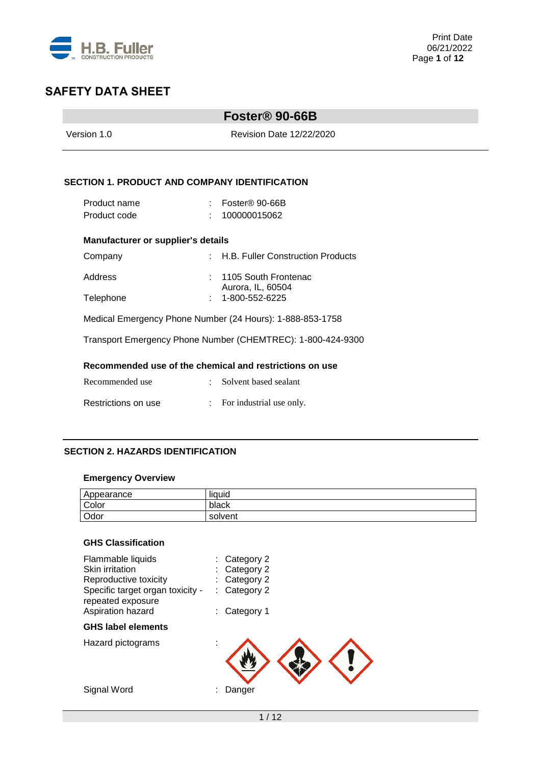# SAFETY DATA SHEET

## Foster® 90-66B

Version 1.0 Revision Date 12/22/2020

### SECTION 1. PRODUCT AND COMPANY IDENTIFICATION

Product name : Foster® 90-66B
Product code : 100000015062

**Manufacturer or supplier's details**

Company : H.B. Fuller Construction Products

Address : 1105 South Frontenac
Aurora, IL, 60504

Telephone : 1-800-552-6225

Medical Emergency Phone Number (24 Hours): 1-888-853-1758

Transport Emergency Phone Number (CHEMTREC): 1-800-424-9300

**Recommended use of the chemical and restrictions on use**

Recommended use : Solvent based sealant

Restrictions on use : For industrial use only.

### SECTION 2. HAZARDS IDENTIFICATION

**Emergency Overview**

| Appearance | liquid |
|---|---|
| Color | black |
| Odor | solvent |

**GHS Classification**

Flammable liquids : Category 2
Skin irritation : Category 2
Reproductive toxicity : Category 2
Specific target organ toxicity - repeated exposure : Category 2
Aspiration hazard : Category 1

**GHS label elements**

Hazard pictograms :

Signal Word : Danger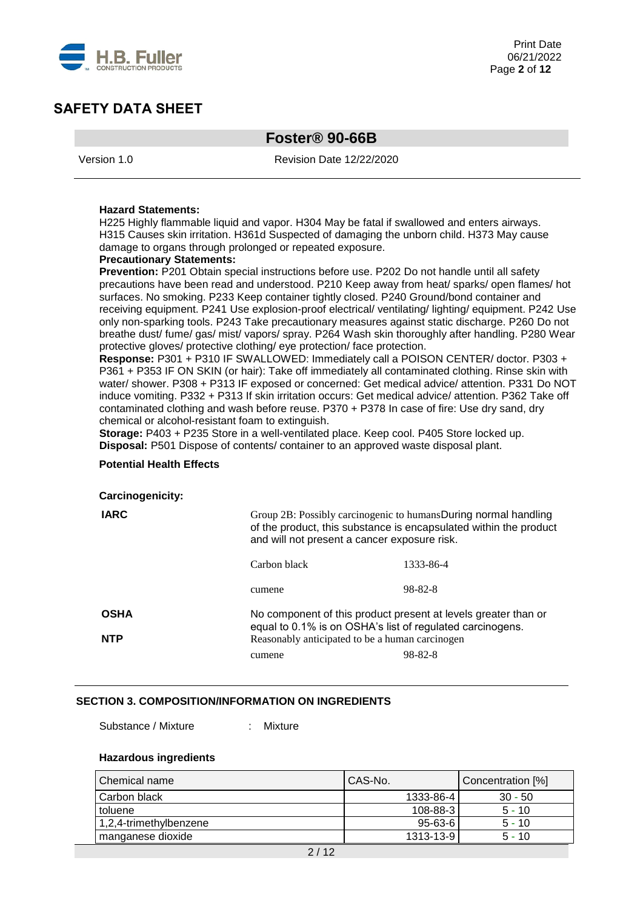**Hazard Statements:**
H225 Highly flammable liquid and vapor. H304 May be fatal if swallowed and enters airways. H315 Causes skin irritation. H361d Suspected of damaging the unborn child. H373 May cause damage to organs through prolonged or repeated exposure.

**Precautionary Statements:**

**Prevention:** P201 Obtain special instructions before use. P202 Do not handle until all safety precautions have been read and understood. P210 Keep away from heat/ sparks/ open flames/ hot surfaces. No smoking. P233 Keep container tightly closed. P240 Ground/bond container and receiving equipment. P241 Use explosion-proof electrical/ ventilating/ lighting/ equipment. P242 Use only non-sparking tools. P243 Take precautionary measures against static discharge. P260 Do not breathe dust/ fume/ gas/ mist/ vapors/ spray. P264 Wash skin thoroughly after handling. P280 Wear protective gloves/ protective clothing/ eye protection/ face protection.

**Response:** P301 + P310 IF SWALLOWED: Immediately call a POISON CENTER/ doctor. P303 + P361 + P353 IF ON SKIN (or hair): Take off immediately all contaminated clothing. Rinse skin with water/ shower. P308 + P313 IF exposed or concerned: Get medical advice/ attention. P331 Do NOT induce vomiting. P332 + P313 If skin irritation occurs: Get medical advice/ attention. P362 Take off contaminated clothing and wash before reuse. P370 + P378 In case of fire: Use dry sand, dry chemical or alcohol-resistant foam to extinguish.

**Storage:** P403 + P235 Store in a well-ventilated place. Keep cool. P405 Store locked up.

**Disposal:** P501 Dispose of contents/ container to an approved waste disposal plant.

**Potential Health Effects**

**Carcinogenicity:**

**IARC** Group 2B: Possibly carcinogenic to humansDuring normal handling of the product, this substance is encapsulated within the product and will not present a cancer exposure risk.

| | |
|---|---|
| Carbon black | 1333-86-4 |
| cumene | 98-82-8 |

**OSHA** No component of this product present at levels greater than or equal to 0.1% is on OSHA's list of regulated carcinogens.

**NTP** Reasonably anticipated to be a human carcinogen

| | |
|---|---|
| cumene | 98-82-8 |

## SECTION 3. COMPOSITION/INFORMATION ON INGREDIENTS

Substance / Mixture : Mixture

**Hazardous ingredients**

| Chemical name | CAS-No. | Concentration [%] |
|---|---|---|
| Carbon black | 1333-86-4 | 30 - 50 |
| toluene | 108-88-3 | 5 - 10 |
| 1,2,4-trimethylbenzene | 95-63-6 | 5 - 10 |
| manganese dioxide | 1313-13-9 | 5 - 10 |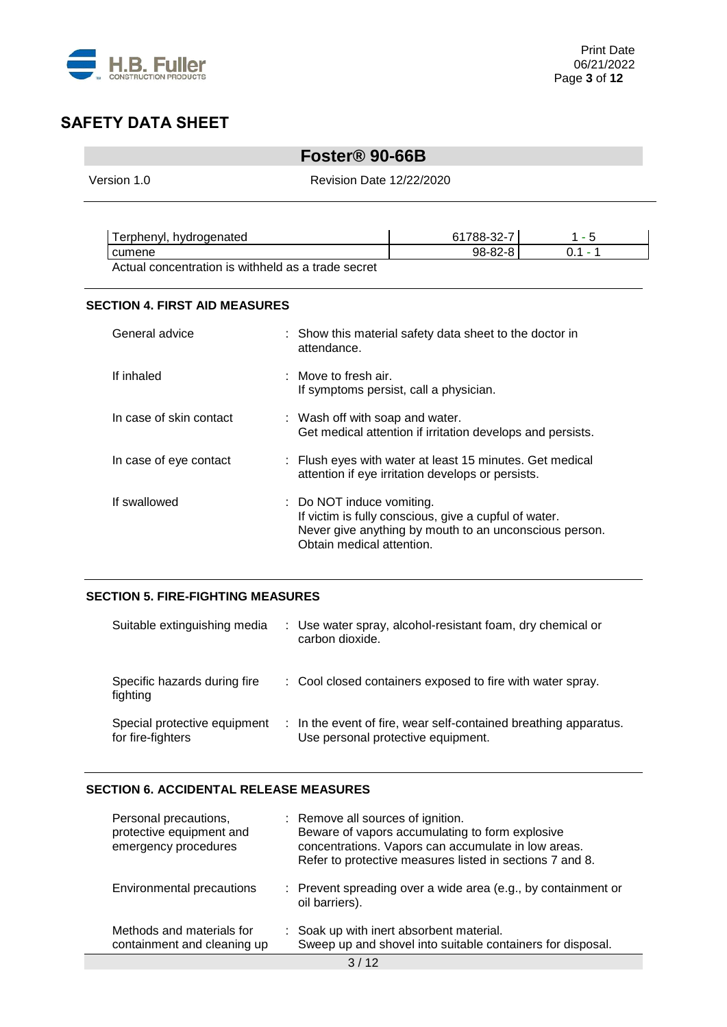| Terphenyl, hydrogenated | 61788-32-7 | 1 - 5 |
|---|---|---|
| cumene | 98-82-8 | 0.1 - 1 |

Actual concentration is withheld as a trade secret

## SECTION 4. FIRST AID MEASURES

| | |
|---|---|
| General advice | : Show this material safety data sheet to the doctor in attendance. |
| If inhaled | : Move to fresh air.<br>If symptoms persist, call a physician. |
| In case of skin contact | : Wash off with soap and water.<br>Get medical attention if irritation develops and persists. |
| In case of eye contact | : Flush eyes with water at least 15 minutes. Get medical attention if eye irritation develops or persists. |
| If swallowed | : Do NOT induce vomiting.<br>If victim is fully conscious, give a cupful of water.<br>Never give anything by mouth to an unconscious person.<br>Obtain medical attention. |

## SECTION 5. FIRE-FIGHTING MEASURES

| | |
|---|---|
| Suitable extinguishing media | : Use water spray, alcohol-resistant foam, dry chemical or carbon dioxide. |
| Specific hazards during fire fighting | : Cool closed containers exposed to fire with water spray. |
| Special protective equipment for fire-fighters | : In the event of fire, wear self-contained breathing apparatus.<br>Use personal protective equipment. |

## SECTION 6. ACCIDENTAL RELEASE MEASURES

| | |
|---|---|
| Personal precautions, protective equipment and emergency procedures | : Remove all sources of ignition.<br>Beware of vapors accumulating to form explosive concentrations. Vapors can accumulate in low areas.<br>Refer to protective measures listed in sections 7 and 8. |
| Environmental precautions | : Prevent spreading over a wide area (e.g., by containment or oil barriers). |
| Methods and materials for containment and cleaning up | : Soak up with inert absorbent material.<br>Sweep up and shovel into suitable containers for disposal. |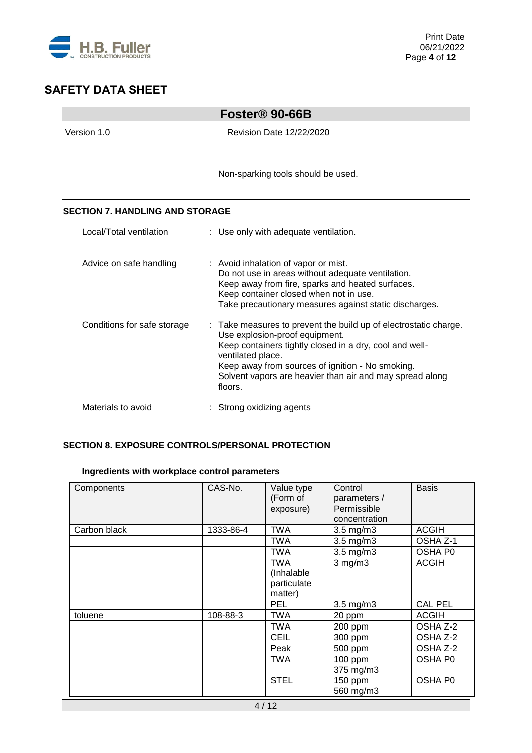Non-sparking tools should be used.

## SECTION 7. HANDLING AND STORAGE

Local/Total ventilation : Use only with adequate ventilation.

Advice on safe handling : Avoid inhalation of vapor or mist.
Do not use in areas without adequate ventilation.
Keep away from fire, sparks and heated surfaces.
Keep container closed when not in use.
Take precautionary measures against static discharges.

Conditions for safe storage : Take measures to prevent the build up of electrostatic charge.
Use explosion-proof equipment.
Keep containers tightly closed in a dry, cool and well-ventilated place.
Keep away from sources of ignition - No smoking.
Solvent vapors are heavier than air and may spread along floors.

Materials to avoid : Strong oxidizing agents

## SECTION 8. EXPOSURE CONTROLS/PERSONAL PROTECTION

### Ingredients with workplace control parameters

| Components | CAS-No. | Value type (Form of exposure) | Control parameters / Permissible concentration | Basis |
|---|---|---|---|---|
| Carbon black | 1333-86-4 | TWA | 3.5 mg/m3 | ACGIH |
| | | TWA | 3.5 mg/m3 | OSHA Z-1 |
| | | TWA | 3.5 mg/m3 | OSHA P0 |
| | | TWA (Inhalable particulate matter) | 3 mg/m3 | ACGIH |
| | | PEL | 3.5 mg/m3 | CAL PEL |
| toluene | 108-88-3 | TWA | 20 ppm | ACGIH |
| | | TWA | 200 ppm | OSHA Z-2 |
| | | CEIL | 300 ppm | OSHA Z-2 |
| | | Peak | 500 ppm | OSHA Z-2 |
| | | TWA | 100 ppm 375 mg/m3 | OSHA P0 |
| | | STEL | 150 ppm 560 mg/m3 | OSHA P0 |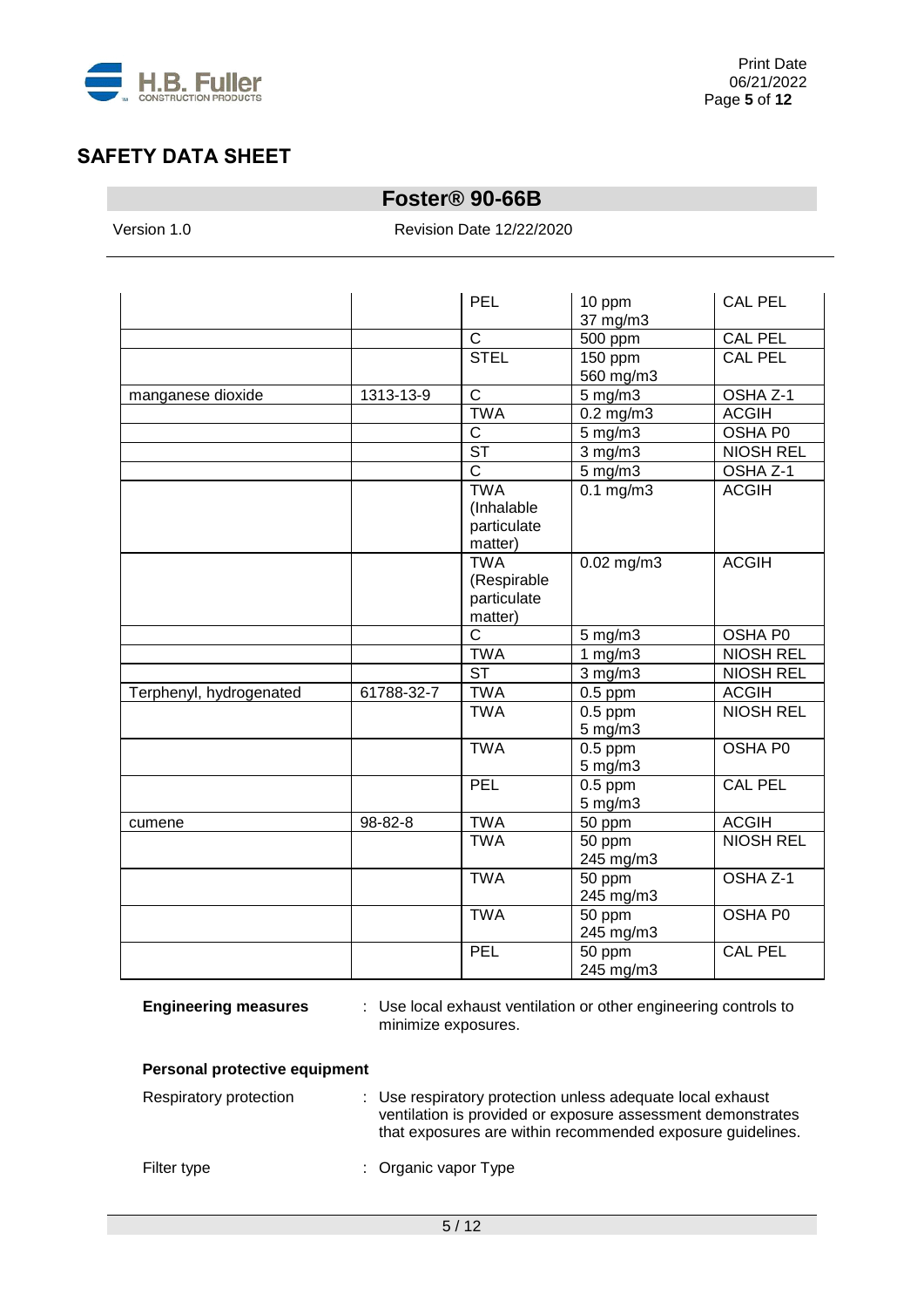# SAFETY DATA SHEET

## Foster® 90-66B

Version 1.0 Revision Date 12/22/2020

| | | | | |
|---|---|---|---|---|
| | | PEL | 10 ppm<br>37 mg/m3 | CAL PEL |
| | | C | 500 ppm | CAL PEL |
| | | STEL | 150 ppm<br>560 mg/m3 | CAL PEL |
| manganese dioxide | 1313-13-9 | C | 5 mg/m3 | OSHA Z-1 |
| | | TWA | 0.2 mg/m3 | ACGIH |
| | | C | 5 mg/m3 | OSHA P0 |
| | | ST | 3 mg/m3 | NIOSH REL |
| | | C | 5 mg/m3 | OSHA Z-1 |
| | | TWA (Inhalable particulate matter) | 0.1 mg/m3 | ACGIH |
| | | TWA (Respirable particulate matter) | 0.02 mg/m3 | ACGIH |
| | | C | 5 mg/m3 | OSHA P0 |
| | | TWA | 1 mg/m3 | NIOSH REL |
| | | ST | 3 mg/m3 | NIOSH REL |
| Terphenyl, hydrogenated | 61788-32-7 | TWA | 0.5 ppm | ACGIH |
| | | TWA | 0.5 ppm<br>5 mg/m3 | NIOSH REL |
| | | TWA | 0.5 ppm<br>5 mg/m3 | OSHA P0 |
| | | PEL | 0.5 ppm<br>5 mg/m3 | CAL PEL |
| cumene | 98-82-8 | TWA | 50 ppm | ACGIH |
| | | TWA | 50 ppm<br>245 mg/m3 | NIOSH REL |
| | | TWA | 50 ppm<br>245 mg/m3 | OSHA Z-1 |
| | | TWA | 50 ppm<br>245 mg/m3 | OSHA P0 |
| | | PEL | 50 ppm<br>245 mg/m3 | CAL PEL |

**Engineering measures** : Use local exhaust ventilation or other engineering controls to minimize exposures.

**Personal protective equipment**

Respiratory protection : Use respiratory protection unless adequate local exhaust ventilation is provided or exposure assessment demonstrates that exposures are within recommended exposure guidelines.

Filter type : Organic vapor Type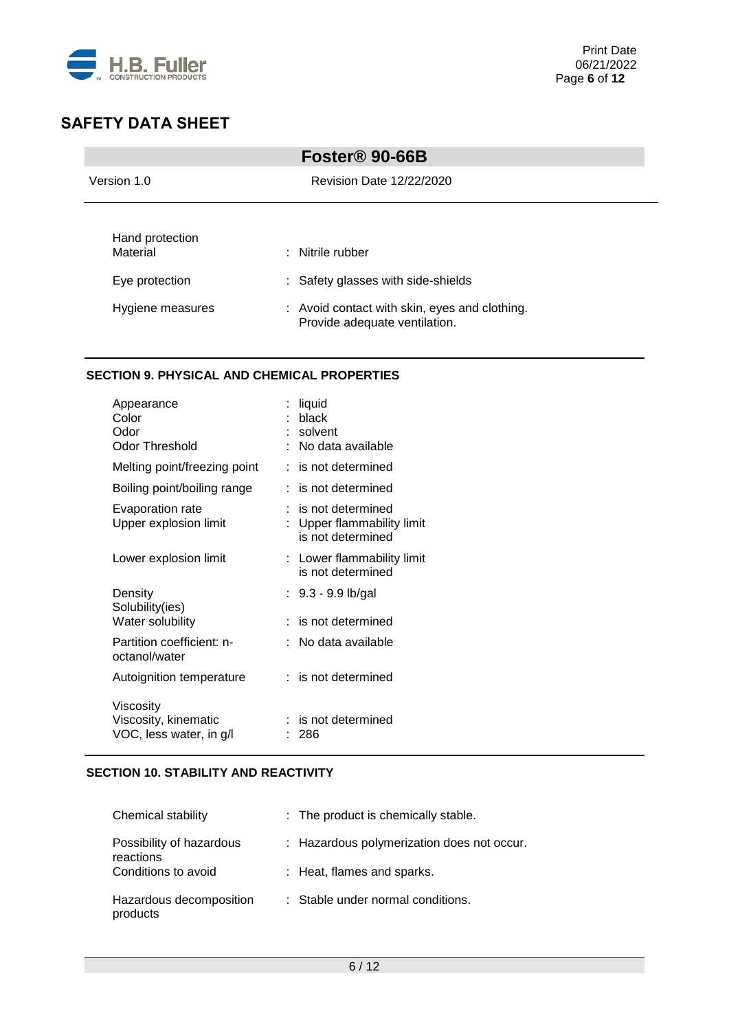## SAFETY DATA SHEET

**Foster® 90-66B**

Version 1.0 | Revision Date 12/22/2020

| | |
|---|---|
| Hand protection | |
| Material | : Nitrile rubber |
| Eye protection | : Safety glasses with side-shields |
| Hygiene measures | : Avoid contact with skin, eyes and clothing. Provide adequate ventilation. |

### SECTION 9. PHYSICAL AND CHEMICAL PROPERTIES

| | |
|---|---|
| Appearance | : liquid |
| Color | : black |
| Odor | : solvent |
| Odor Threshold | : No data available |
| Melting point/freezing point | : is not determined |
| Boiling point/boiling range | : is not determined |
| Evaporation rate | : is not determined |
| Upper explosion limit | : Upper flammability limit is not determined |
| Lower explosion limit | : Lower flammability limit is not determined |
| Density | : 9.3 - 9.9 lb/gal |
| Solubility(ies) | |
| Water solubility | : is not determined |
| Partition coefficient: n-octanol/water | : No data available |
| Autoignition temperature | : is not determined |
| Viscosity | |
| Viscosity, kinematic | : is not determined |
| VOC, less water, in g/l | : 286 |

### SECTION 10. STABILITY AND REACTIVITY

| | |
|---|---|
| Chemical stability | : The product is chemically stable. |
| Possibility of hazardous reactions | : Hazardous polymerization does not occur. |
| Conditions to avoid | : Heat, flames and sparks. |
| Hazardous decomposition products | : Stable under normal conditions. |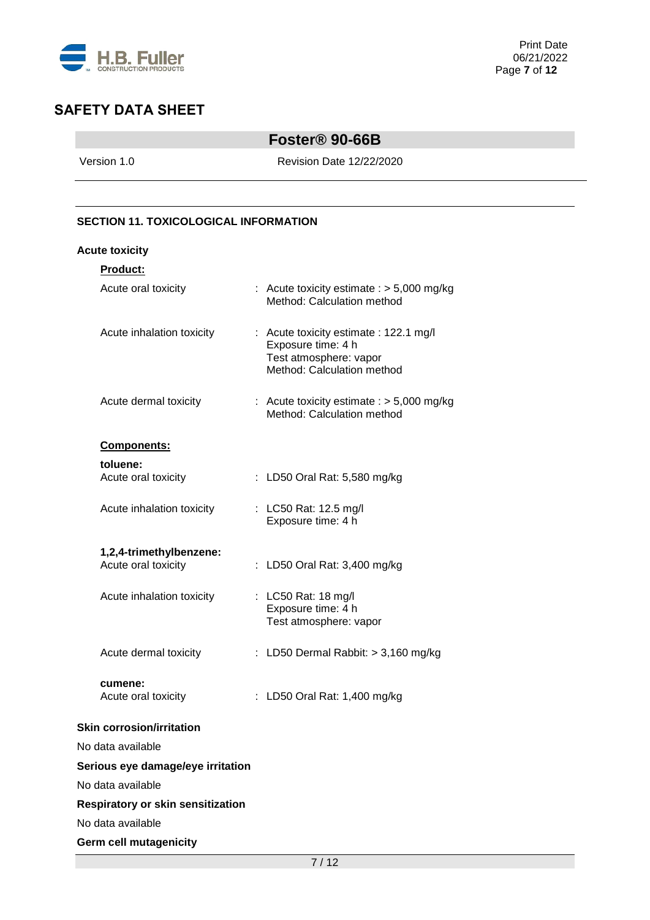# SAFETY DATA SHEET

## Foster® 90-66B

Version 1.0 Revision Date 12/22/2020

---

### SECTION 11. TOXICOLOGICAL INFORMATION

**Acute toxicity**

**Product:**

| | |
|---|---|
| Acute oral toxicity | : Acute toxicity estimate : > 5,000 mg/kg<br>Method: Calculation method |
| Acute inhalation toxicity | : Acute toxicity estimate : 122.1 mg/l<br>Exposure time: 4 h<br>Test atmosphere: vapor<br>Method: Calculation method |
| Acute dermal toxicity | : Acute toxicity estimate : > 5,000 mg/kg<br>Method: Calculation method |

**Components:**

**toluene:**

| | |
|---|---|
| Acute oral toxicity | : LD50 Oral Rat: 5,580 mg/kg |
| Acute inhalation toxicity | : LC50 Rat: 12.5 mg/l<br>Exposure time: 4 h |

**1,2,4-trimethylbenzene:**

| | |
|---|---|
| Acute oral toxicity | : LD50 Oral Rat: 3,400 mg/kg |
| Acute inhalation toxicity | : LC50 Rat: 18 mg/l<br>Exposure time: 4 h<br>Test atmosphere: vapor |
| Acute dermal toxicity | : LD50 Dermal Rabbit: > 3,160 mg/kg |

**cumene:**

| | |
|---|---|
| Acute oral toxicity | : LD50 Oral Rat: 1,400 mg/kg |

**Skin corrosion/irritation**

No data available

**Serious eye damage/eye irritation**

No data available

**Respiratory or skin sensitization**

No data available

**Germ cell mutagenicity**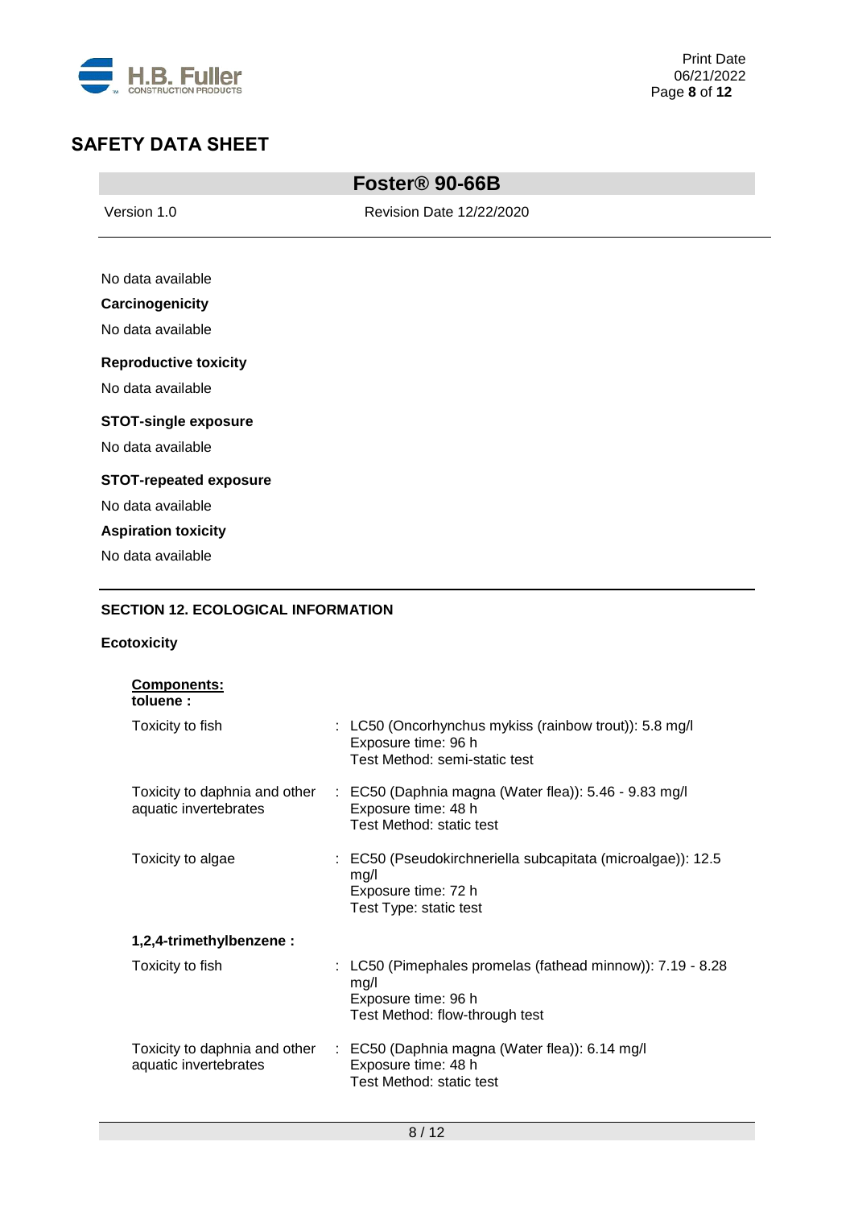No data available

**Carcinogenicity**

No data available

**Reproductive toxicity**

No data available

**STOT-single exposure**

No data available

**STOT-repeated exposure**

No data available

**Aspiration toxicity**

No data available

## SECTION 12. ECOLOGICAL INFORMATION

**Ecotoxicity**

**Components:**

**toluene :**

| | |
|---|---|
| Toxicity to fish | : LC50 (Oncorhynchus mykiss (rainbow trout)): 5.8 mg/l<br>Exposure time: 96 h<br>Test Method: semi-static test |
| Toxicity to daphnia and other aquatic invertebrates | : EC50 (Daphnia magna (Water flea)): 5.46 - 9.83 mg/l<br>Exposure time: 48 h<br>Test Method: static test |
| Toxicity to algae | : EC50 (Pseudokirchneriella subcapitata (microalgae)): 12.5 mg/l<br>Exposure time: 72 h<br>Test Type: static test |

**1,2,4-trimethylbenzene :**

| | |
|---|---|
| Toxicity to fish | : LC50 (Pimephales promelas (fathead minnow)): 7.19 - 8.28 mg/l<br>Exposure time: 96 h<br>Test Method: flow-through test |
| Toxicity to daphnia and other aquatic invertebrates | : EC50 (Daphnia magna (Water flea)): 6.14 mg/l<br>Exposure time: 48 h<br>Test Method: static test |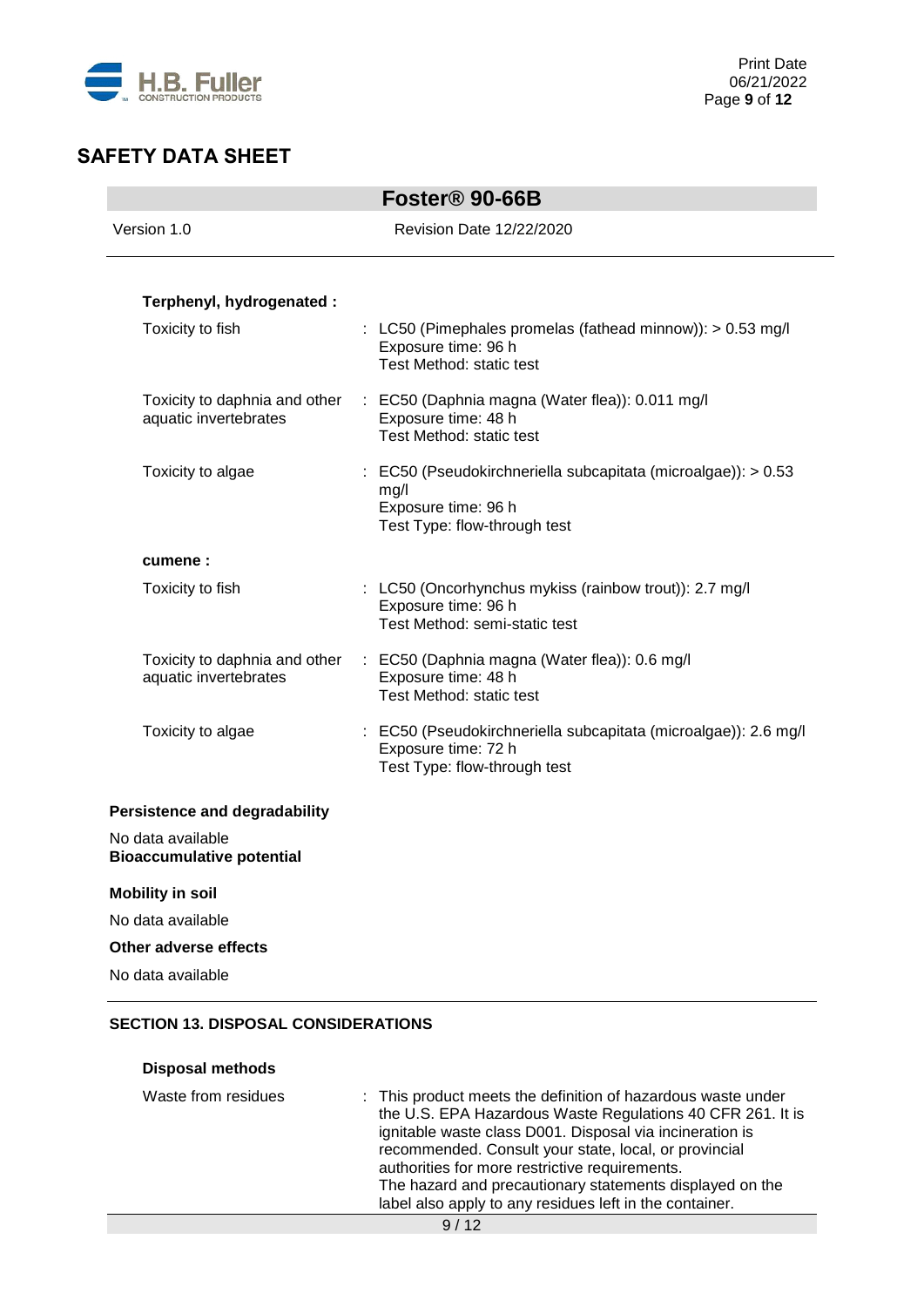**Terphenyl, hydrogenated :**

| | |
|---|---|
| Toxicity to fish | : LC50 (Pimephales promelas (fathead minnow)): > 0.53 mg/l<br>Exposure time: 96 h<br>Test Method: static test |
| Toxicity to daphnia and other aquatic invertebrates | : EC50 (Daphnia magna (Water flea)): 0.011 mg/l<br>Exposure time: 48 h<br>Test Method: static test |
| Toxicity to algae | : EC50 (Pseudokirchneriella subcapitata (microalgae)): > 0.53 mg/l<br>Exposure time: 96 h<br>Test Type: flow-through test |

**cumene :**

| | |
|---|---|
| Toxicity to fish | : LC50 (Oncorhynchus mykiss (rainbow trout)): 2.7 mg/l<br>Exposure time: 96 h<br>Test Method: semi-static test |
| Toxicity to daphnia and other aquatic invertebrates | : EC50 (Daphnia magna (Water flea)): 0.6 mg/l<br>Exposure time: 48 h<br>Test Method: static test |
| Toxicity to algae | : EC50 (Pseudokirchneriella subcapitata (microalgae)): 2.6 mg/l<br>Exposure time: 72 h<br>Test Type: flow-through test |

**Persistence and degradability**

No data available

**Bioaccumulative potential**

**Mobility in soil**

No data available

**Other adverse effects**

No data available

## SECTION 13. DISPOSAL CONSIDERATIONS

**Disposal methods**

| | |
|---|---|
| Waste from residues | : This product meets the definition of hazardous waste under the U.S. EPA Hazardous Waste Regulations 40 CFR 261. It is ignitable waste class D001. Disposal via incineration is recommended. Consult your state, local, or provincial authorities for more restrictive requirements.<br>The hazard and precautionary statements displayed on the label also apply to any residues left in the container. |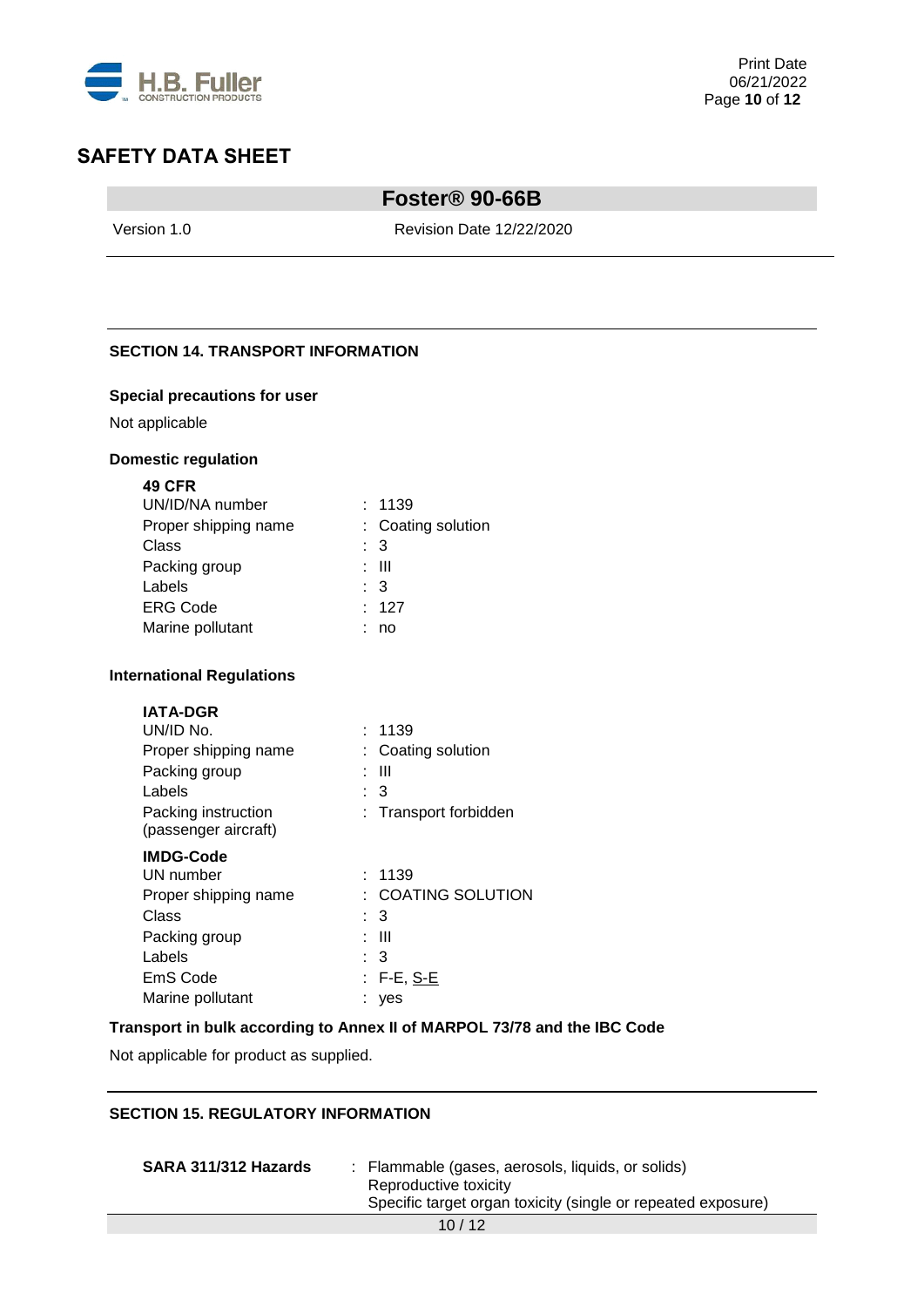## SECTION 14. TRANSPORT INFORMATION

**Special precautions for user**

Not applicable

**Domestic regulation**

**49 CFR**

| | |
|---|---|
| UN/ID/NA number | : 1139 |
| Proper shipping name | : Coating solution |
| Class | : 3 |
| Packing group | : III |
| Labels | : 3 |
| ERG Code | : 127 |
| Marine pollutant | : no |

**International Regulations**

**IATA-DGR**

| | |
|---|---|
| UN/ID No. | : 1139 |
| Proper shipping name | : Coating solution |
| Packing group | : III |
| Labels | : 3 |
| Packing instruction (passenger aircraft) | : Transport forbidden |

**IMDG-Code**

| | |
|---|---|
| UN number | : 1139 |
| Proper shipping name | : COATING SOLUTION |
| Class | : 3 |
| Packing group | : III |
| Labels | : 3 |
| EmS Code | : F-E, S-E |
| Marine pollutant | : yes |

**Transport in bulk according to Annex II of MARPOL 73/78 and the IBC Code**

Not applicable for product as supplied.

## SECTION 15. REGULATORY INFORMATION

| | |
|---|---|
| **SARA 311/312 Hazards** | : Flammable (gases, aerosols, liquids, or solids)<br>Reproductive toxicity<br>Specific target organ toxicity (single or repeated exposure) |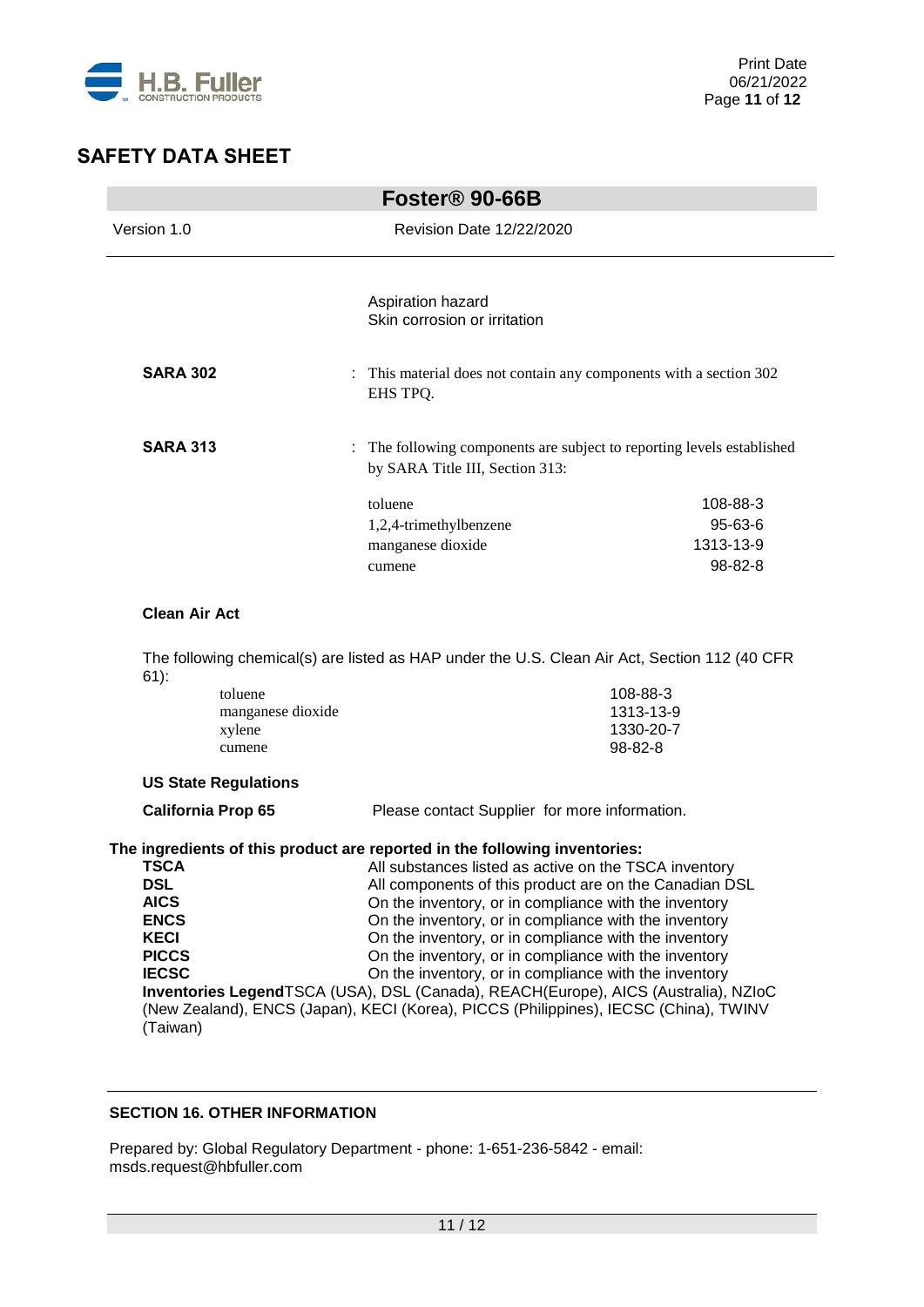Aspiration hazard
Skin corrosion or irritation

**SARA 302** : This material does not contain any components with a section 302 EHS TPQ.

**SARA 313** : The following components are subject to reporting levels established by SARA Title III, Section 313:

| | |
|---|---|
| toluene | 108-88-3 |
| 1,2,4-trimethylbenzene | 95-63-6 |
| manganese dioxide | 1313-13-9 |
| cumene | 98-82-8 |

**Clean Air Act**

The following chemical(s) are listed as HAP under the U.S. Clean Air Act, Section 112 (40 CFR 61):

| | |
|---|---|
| toluene | 108-88-3 |
| manganese dioxide | 1313-13-9 |
| xylene | 1330-20-7 |
| cumene | 98-82-8 |

**US State Regulations**

**California Prop 65** Please contact Supplier for more information.

**The ingredients of this product are reported in the following inventories:**

| | |
|---|---|
| **TSCA** | All substances listed as active on the TSCA inventory |
| **DSL** | All components of this product are on the Canadian DSL |
| **AICS** | On the inventory, or in compliance with the inventory |
| **ENCS** | On the inventory, or in compliance with the inventory |
| **KECI** | On the inventory, or in compliance with the inventory |
| **PICCS** | On the inventory, or in compliance with the inventory |
| **IECSC** | On the inventory, or in compliance with the inventory |

**Inventories Legend**TSCA (USA), DSL (Canada), REACH(Europe), AICS (Australia), NZIoC (New Zealand), ENCS (Japan), KECI (Korea), PICCS (Philippines), IECSC (China), TWINV (Taiwan)

## SECTION 16. OTHER INFORMATION

Prepared by: Global Regulatory Department - phone: 1-651-236-5842 - email: msds.request@hbfuller.com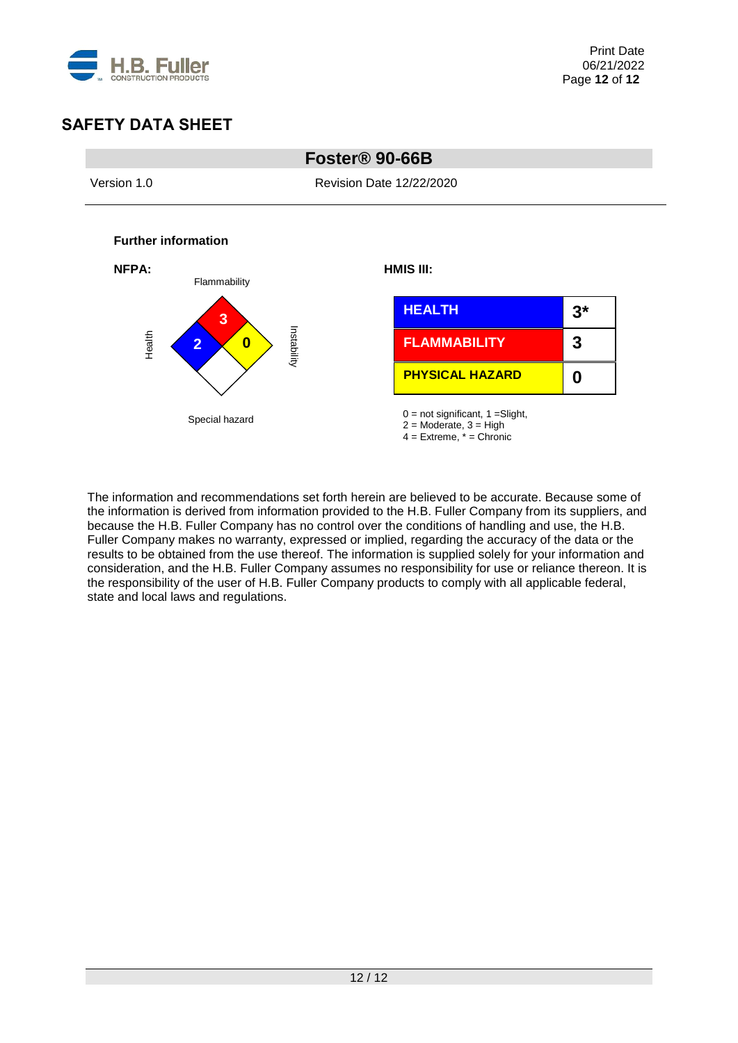**SAFETY DATA SHEET**

**Foster® 90-66B**

Version 1.0 Revision Date 12/22/2020

**Further information**

**NFPA:**

Flammability

3

Health

2

0

Instability

Special hazard

**HMIS III:**

| | |
|---|---|
| **HEALTH** | **3*** |
| **FLAMMABILITY** | **3** |
| **PHYSICAL HAZARD** | **0** |

0 = not significant, 1 =Slight,
2 = Moderate, 3 = High
4 = Extreme, * = Chronic

The information and recommendations set forth herein are believed to be accurate. Because some of the information is derived from information provided to the H.B. Fuller Company from its suppliers, and because the H.B. Fuller Company has no control over the conditions of handling and use, the H.B. Fuller Company makes no warranty, expressed or implied, regarding the accuracy of the data or the results to be obtained from the use thereof. The information is supplied solely for your information and consideration, and the H.B. Fuller Company assumes no responsibility for use or reliance thereon. It is the responsibility of the user of H.B. Fuller Company products to comply with all applicable federal, state and local laws and regulations.